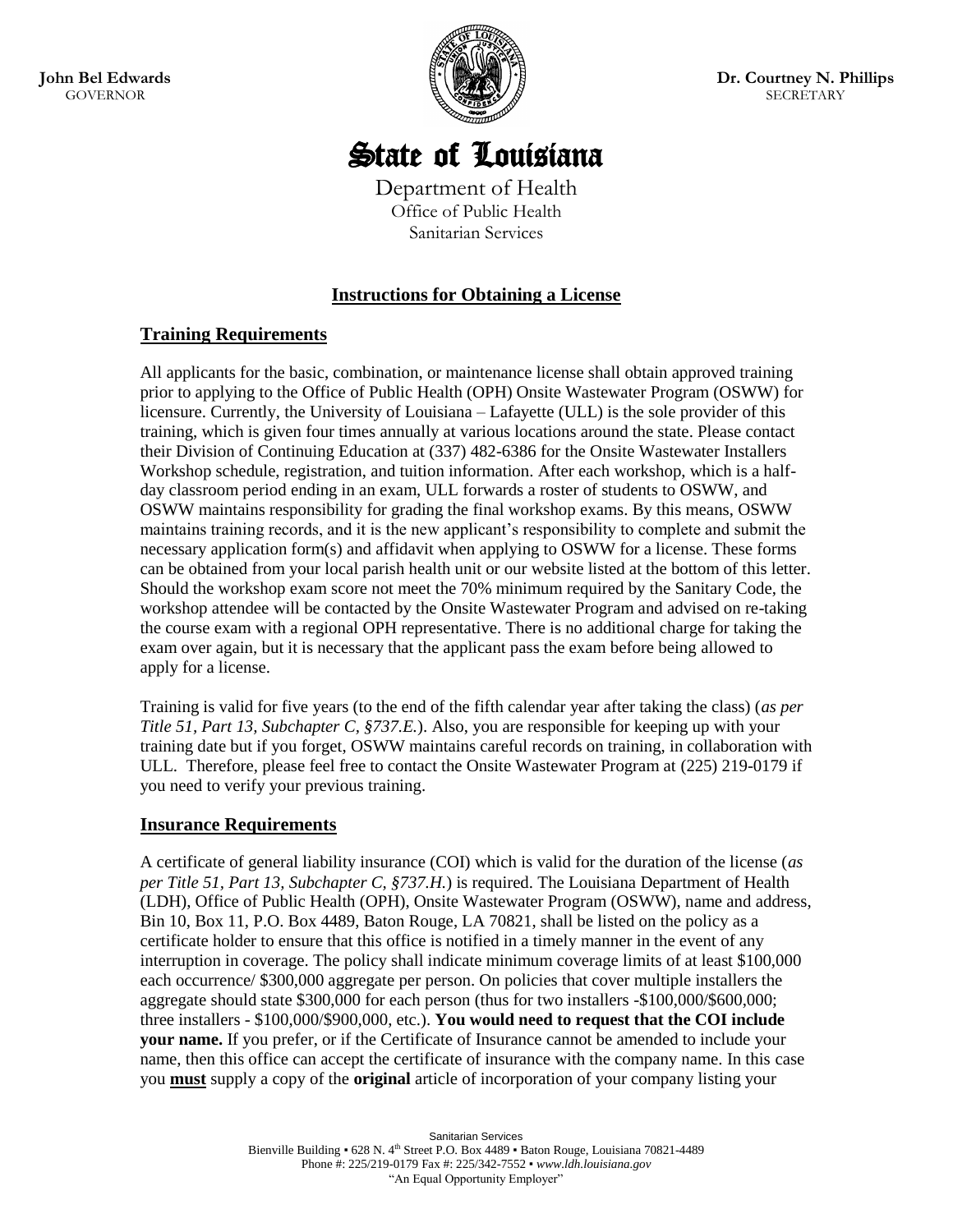**John Bel Edwards**
GOVERNOR

**Dr. Courtney N. Phillips**
SECRETARY

# State of Louisiana

Department of Health
Office of Public Health
Sanitarian Services

## Instructions for Obtaining a License

### Training Requirements

All applicants for the basic, combination, or maintenance license shall obtain approved training prior to applying to the Office of Public Health (OPH) Onsite Wastewater Program (OSWW) for licensure. Currently, the University of Louisiana – Lafayette (ULL) is the sole provider of this training, which is given four times annually at various locations around the state. Please contact their Division of Continuing Education at (337) 482-6386 for the Onsite Wastewater Installers Workshop schedule, registration, and tuition information. After each workshop, which is a half-day classroom period ending in an exam, ULL forwards a roster of students to OSWW, and OSWW maintains responsibility for grading the final workshop exams. By this means, OSWW maintains training records, and it is the new applicant's responsibility to complete and submit the necessary application form(s) and affidavit when applying to OSWW for a license. These forms can be obtained from your local parish health unit or our website listed at the bottom of this letter. Should the workshop exam score not meet the 70% minimum required by the Sanitary Code, the workshop attendee will be contacted by the Onsite Wastewater Program and advised on re-taking the course exam with a regional OPH representative. There is no additional charge for taking the exam over again, but it is necessary that the applicant pass the exam before being allowed to apply for a license.

Training is valid for five years (to the end of the fifth calendar year after taking the class) (*as per Title 51, Part 13, Subchapter C, §737.E.*). Also, you are responsible for keeping up with your training date but if you forget, OSWW maintains careful records on training, in collaboration with ULL. Therefore, please feel free to contact the Onsite Wastewater Program at (225) 219-0179 if you need to verify your previous training.

### Insurance Requirements

A certificate of general liability insurance (COI) which is valid for the duration of the license (*as per Title 51, Part 13, Subchapter C, §737.H.*) is required. The Louisiana Department of Health (LDH), Office of Public Health (OPH), Onsite Wastewater Program (OSWW), name and address, Bin 10, Box 11, P.O. Box 4489, Baton Rouge, LA 70821, shall be listed on the policy as a certificate holder to ensure that this office is notified in a timely manner in the event of any interruption in coverage. The policy shall indicate minimum coverage limits of at least $100,000 each occurrence/ $300,000 aggregate per person. On policies that cover multiple installers the aggregate should state $300,000 for each person (thus for two installers -$100,000/$600,000; three installers - $100,000/$900,000, etc.). **You would need to request that the COI include your name.** If you prefer, or if the Certificate of Insurance cannot be amended to include your name, then this office can accept the certificate of insurance with the company name. In this case you **must** supply a copy of the **original** article of incorporation of your company listing your

Sanitarian Services
Bienville Building ▪ 628 N. 4th Street P.O. Box 4489 ▪ Baton Rouge, Louisiana 70821-4489
Phone #: 225/219-0179 Fax #: 225/342-7552 ▪ *www.ldh.louisiana.gov*
"An Equal Opportunity Employer"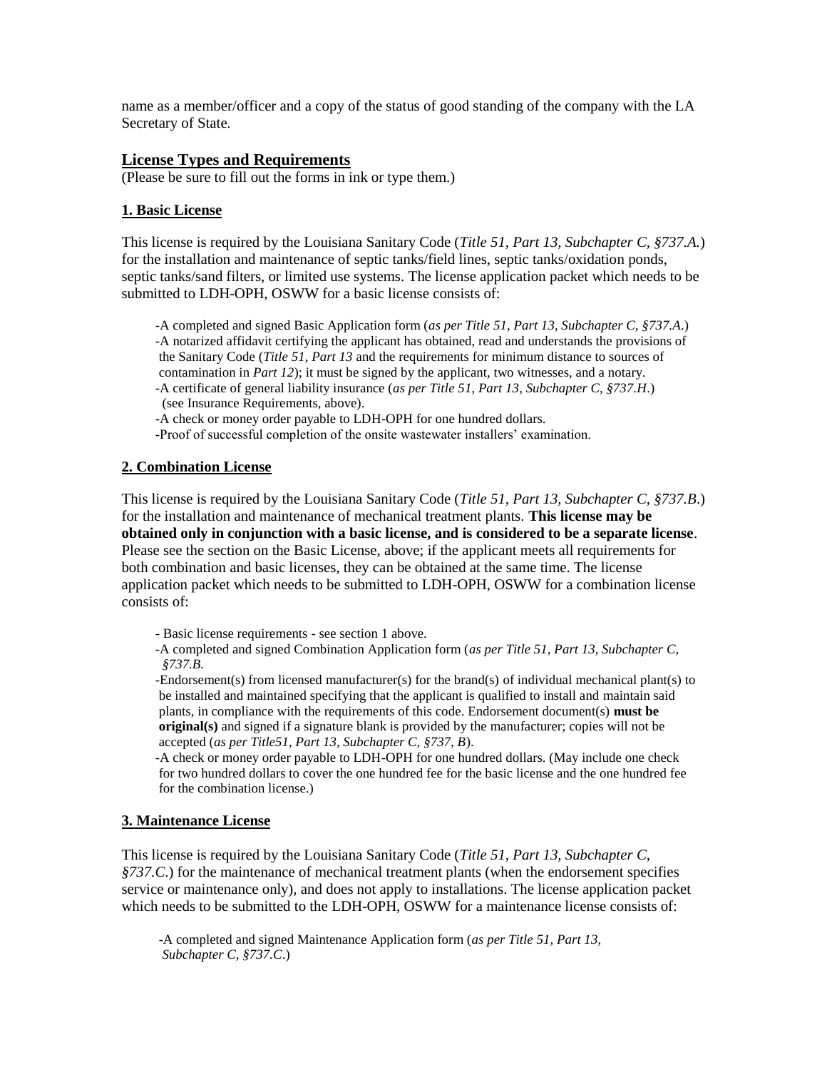name as a member/officer and a copy of the status of good standing of the company with the LA Secretary of State.

## License Types and Requirements

(Please be sure to fill out the forms in ink or type them.)

### 1. Basic License

This license is required by the Louisiana Sanitary Code (*Title 51, Part 13, Subchapter C, §737.A.*) for the installation and maintenance of septic tanks/field lines, septic tanks/oxidation ponds, septic tanks/sand filters, or limited use systems. The license application packet which needs to be submitted to LDH-OPH, OSWW for a basic license consists of:

- A completed and signed Basic Application form (*as per Title 51, Part 13, Subchapter C, §737.A.*)
- A notarized affidavit certifying the applicant has obtained, read and understands the provisions of the Sanitary Code (*Title 51, Part 13* and the requirements for minimum distance to sources of contamination in *Part 12*); it must be signed by the applicant, two witnesses, and a notary.
- A certificate of general liability insurance (*as per Title 51, Part 13, Subchapter C, §737.H.*) (see Insurance Requirements, above).
- A check or money order payable to LDH-OPH for one hundred dollars.
- Proof of successful completion of the onsite wastewater installers' examination.

### 2. Combination License

This license is required by the Louisiana Sanitary Code (*Title 51, Part 13, Subchapter C, §737.B.*) for the installation and maintenance of mechanical treatment plants. **This license may be obtained only in conjunction with a basic license, and is considered to be a separate license**. Please see the section on the Basic License, above; if the applicant meets all requirements for both combination and basic licenses, they can be obtained at the same time. The license application packet which needs to be submitted to LDH-OPH, OSWW for a combination license consists of:

- Basic license requirements - see section 1 above.
- A completed and signed Combination Application form (*as per Title 51, Part 13, Subchapter C, §737.B.*
- Endorsement(s) from licensed manufacturer(s) for the brand(s) of individual mechanical plant(s) to be installed and maintained specifying that the applicant is qualified to install and maintain said plants, in compliance with the requirements of this code. Endorsement document(s) **must be original(s)** and signed if a signature blank is provided by the manufacturer; copies will not be accepted (*as per Title51, Part 13, Subchapter C, §737, B*).
- A check or money order payable to LDH-OPH for one hundred dollars. (May include one check for two hundred dollars to cover the one hundred fee for the basic license and the one hundred fee for the combination license.)

### 3. Maintenance License

This license is required by the Louisiana Sanitary Code (*Title 51, Part 13, Subchapter C, §737.C.*) for the maintenance of mechanical treatment plants (when the endorsement specifies service or maintenance only), and does not apply to installations. The license application packet which needs to be submitted to the LDH-OPH, OSWW for a maintenance license consists of:

- A completed and signed Maintenance Application form (*as per Title 51, Part 13, Subchapter C, §737.C.*)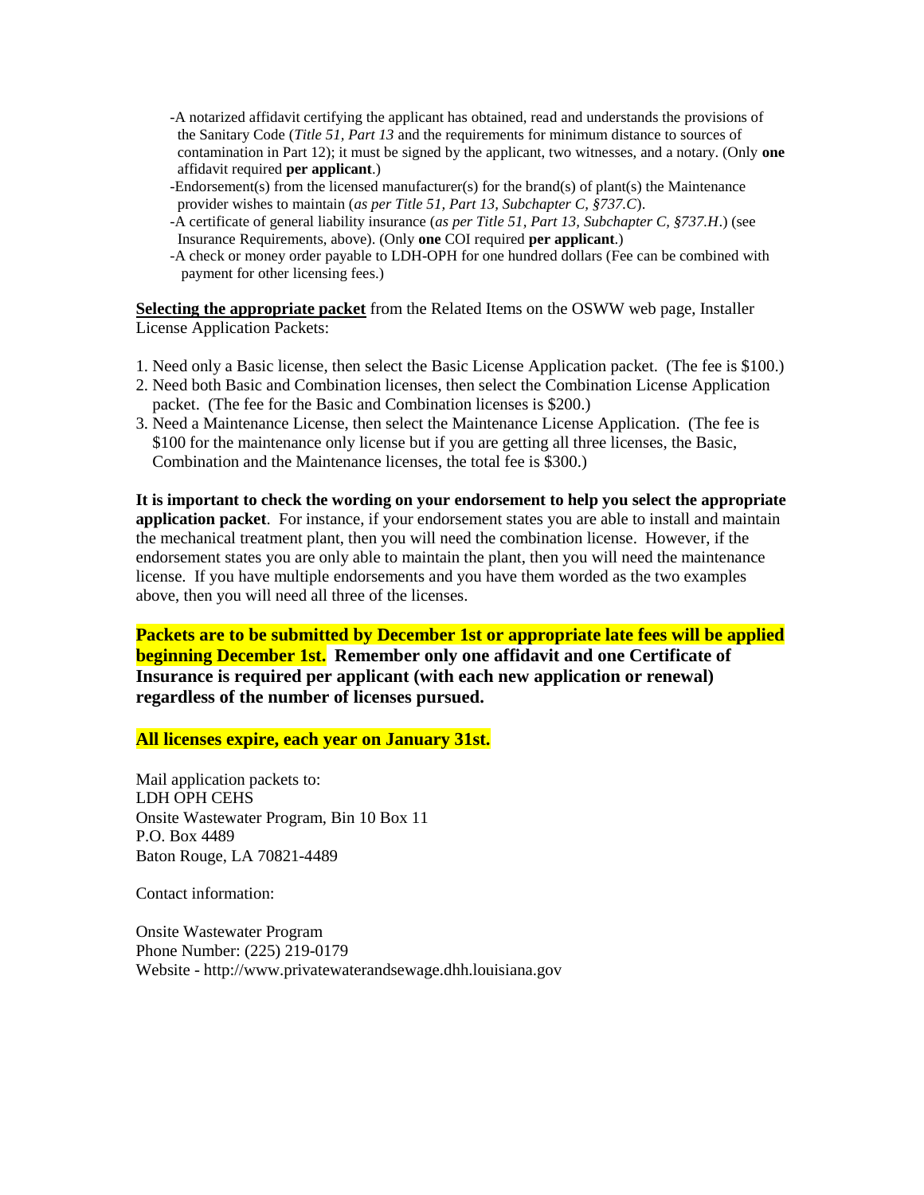- A notarized affidavit certifying the applicant has obtained, read and understands the provisions of the Sanitary Code (*Title 51, Part 13* and the requirements for minimum distance to sources of contamination in Part 12); it must be signed by the applicant, two witnesses, and a notary. (Only **one** affidavit required **per applicant**.)
- Endorsement(s) from the licensed manufacturer(s) for the brand(s) of plant(s) the Maintenance provider wishes to maintain (*as per Title 51, Part 13, Subchapter C, §737.C*).
- A certificate of general liability insurance (*as per Title 51, Part 13, Subchapter C, §737.H*.) (see Insurance Requirements, above). (Only **one** COI required **per applicant**.)
- A check or money order payable to LDH-OPH for one hundred dollars (Fee can be combined with payment for other licensing fees.)

<u>**Selecting the appropriate packet**</u> from the Related Items on the OSWW web page, Installer License Application Packets:

1. Need only a Basic license, then select the Basic License Application packet. (The fee is $100.)
2. Need both Basic and Combination licenses, then select the Combination License Application packet. (The fee for the Basic and Combination licenses is $200.)
3. Need a Maintenance License, then select the Maintenance License Application. (The fee is $100 for the maintenance only license but if you are getting all three licenses, the Basic, Combination and the Maintenance licenses, the total fee is $300.)

**It is important to check the wording on your endorsement to help you select the appropriate application packet**. For instance, if your endorsement states you are able to install and maintain the mechanical treatment plant, then you will need the combination license. However, if the endorsement states you are only able to maintain the plant, then you will need the maintenance license. If you have multiple endorsements and you have them worded as the two examples above, then you will need all three of the licenses.

**Packets are to be submitted by December 1st or appropriate late fees will be applied beginning December 1st. Remember only one affidavit and one Certificate of Insurance is required per applicant (with each new application or renewal) regardless of the number of licenses pursued.**

**All licenses expire, each year on January 31st.**

Mail application packets to:
LDH OPH CEHS
Onsite Wastewater Program, Bin 10 Box 11
P.O. Box 4489
Baton Rouge, LA 70821-4489

Contact information:

Onsite Wastewater Program
Phone Number: (225) 219-0179
Website - http://www.privatewaterandsewage.dhh.louisiana.gov